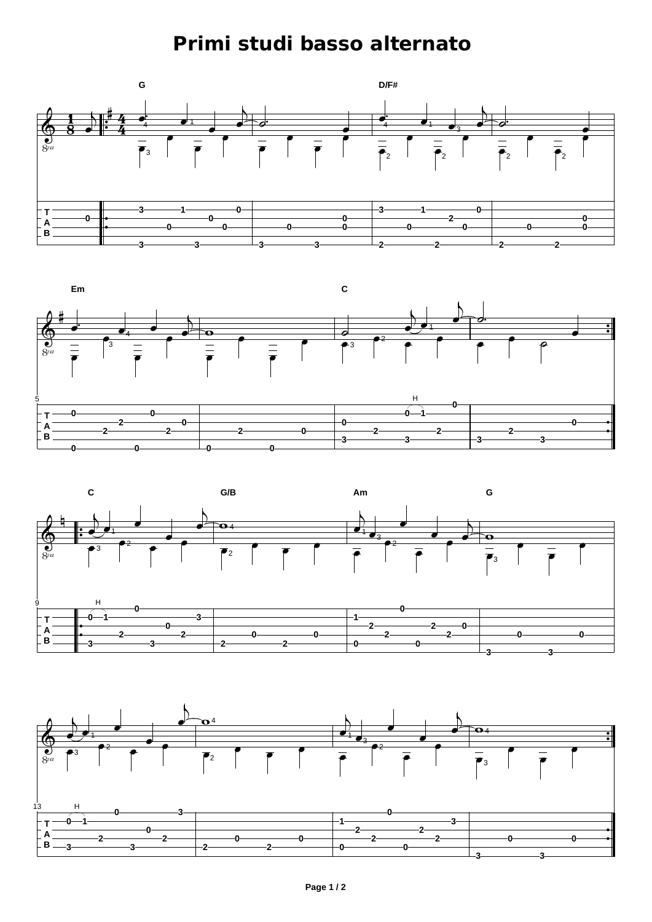# Primi studi basso alternato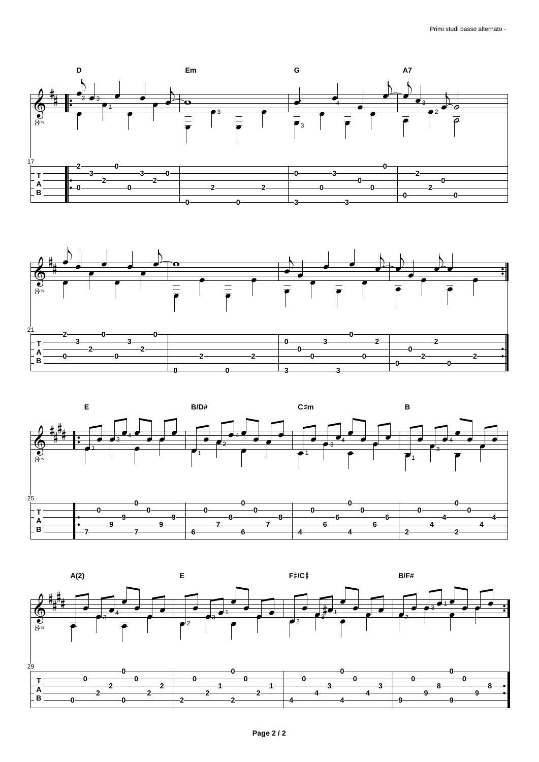D Em G A7

17

21

E B/D# C♯m B

25

A(2) E F♯/C♯ B/F#

29